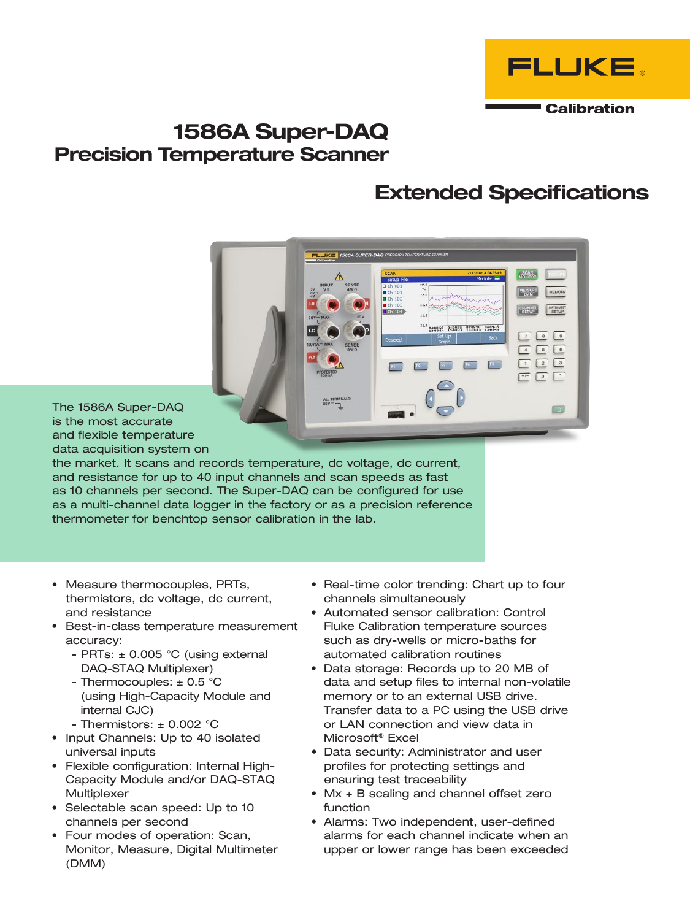FLUKE®

Calibration

# 1586A Super-DAQ Precision Temperature Scanner

## Extended Specifications

The 1586A Super-DAQ is the most accurate and flexible temperature data acquisition system on the market. It scans and records temperature, dc voltage, dc current, and resistance for up to 40 input channels and scan speeds as fast as 10 channels per second. The Super-DAQ can be configured for use as a multi-channel data logger in the factory or as a precision reference thermometer for benchtop sensor calibration in the lab.

- Measure thermocouples, PRTs, thermistors, dc voltage, dc current, and resistance
- Best-in-class temperature measurement accuracy:
  - PRTs: ± 0.005 °C (using external DAQ-STAQ Multiplexer)
  - Thermocouples: ± 0.5 °C (using High-Capacity Module and internal CJC)
  - Thermistors: ± 0.002 °C
- Input Channels: Up to 40 isolated universal inputs
- Flexible configuration: Internal High-Capacity Module and/or DAQ-STAQ Multiplexer
- Selectable scan speed: Up to 10 channels per second
- Four modes of operation: Scan, Monitor, Measure, Digital Multimeter (DMM)
- Real-time color trending: Chart up to four channels simultaneously
- Automated sensor calibration: Control Fluke Calibration temperature sources such as dry-wells or micro-baths for automated calibration routines
- Data storage: Records up to 20 MB of data and setup files to internal non-volatile memory or to an external USB drive. Transfer data to a PC using the USB drive or LAN connection and view data in Microsoft® Excel
- Data security: Administrator and user profiles for protecting settings and ensuring test traceability
- Mx + B scaling and channel offset zero function
- Alarms: Two independent, user-defined alarms for each channel indicate when an upper or lower range has been exceeded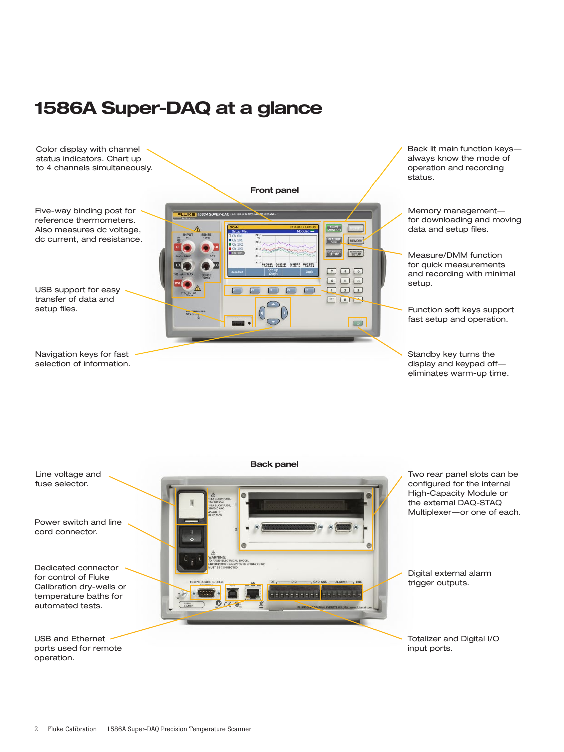# 1586A Super-DAQ at a glance

## Front panel

Color display with channel status indicators. Chart up to 4 channels simultaneously.

Five-way binding post for reference thermometers. Also measures dc voltage, dc current, and resistance.

USB support for easy transfer of data and setup files.

Navigation keys for fast selection of information.

Back lit main function keys—always know the mode of operation and recording status.

Memory management—for downloading and moving data and setup files.

Measure/DMM function for quick measurements and recording with minimal setup.

Function soft keys support fast setup and operation.

Standby key turns the display and keypad off—eliminates warm-up time.

## Back panel

Line voltage and fuse selector.

Power switch and line cord connector.

Dedicated connector for control of Fluke Calibration dry-wells or temperature baths for automated tests.

USB and Ethernet ports used for remote operation.

Two rear panel slots can be configured for the internal High-Capacity Module or the external DAQ-STAQ Multiplexer—or one of each.

Digital external alarm trigger outputs.

Totalizer and Digital I/O input ports.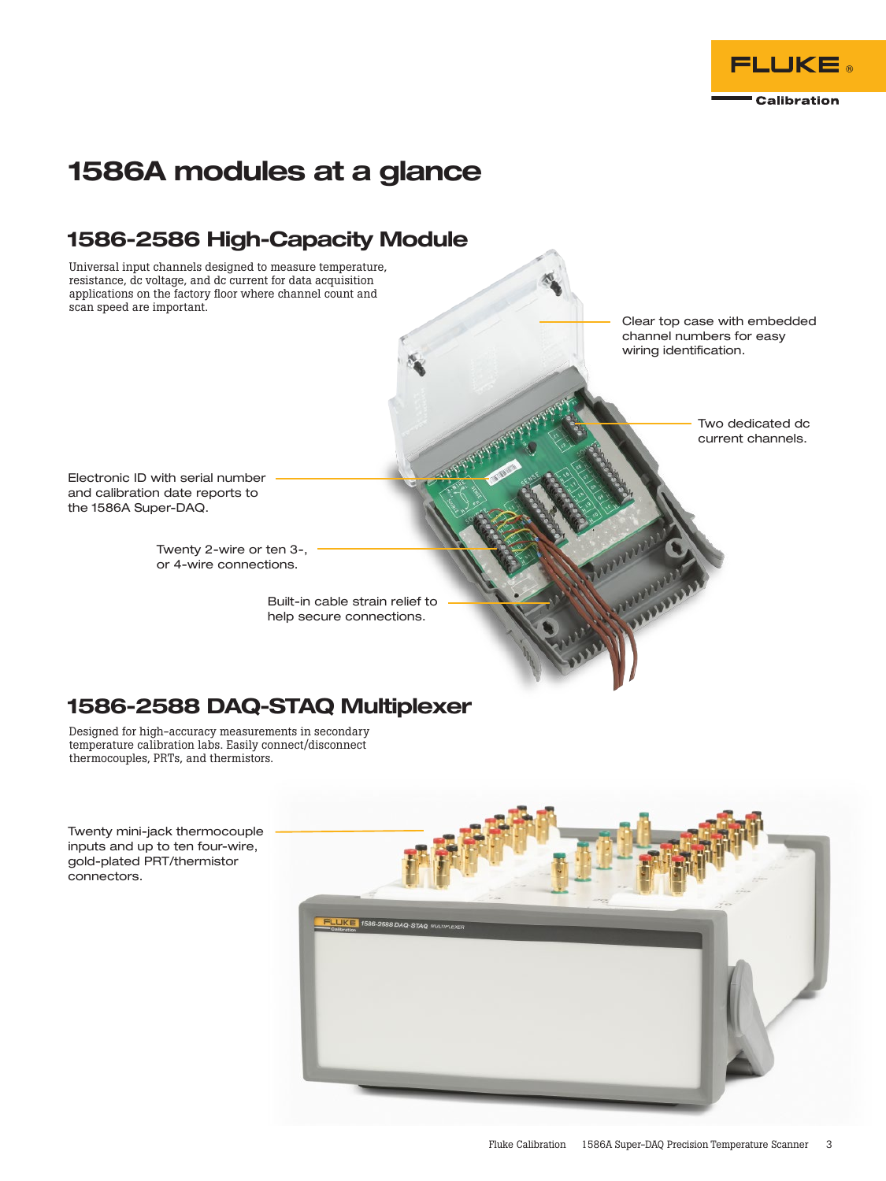# 1586A modules at a glance

## 1586-2586 High-Capacity Module

Universal input channels designed to measure temperature, resistance, dc voltage, and dc current for data acquisition applications on the factory floor where channel count and scan speed are important.

Clear top case with embedded channel numbers for easy wiring identification.

Two dedicated dc current channels.

Electronic ID with serial number and calibration date reports to the 1586A Super-DAQ.

Twenty 2-wire or ten 3-, or 4-wire connections.

Built-in cable strain relief to help secure connections.

## 1586-2588 DAQ-STAQ Multiplexer

Designed for high-accuracy measurements in secondary temperature calibration labs. Easily connect/disconnect thermocouples, PRTs, and thermistors.

Twenty mini-jack thermocouple inputs and up to ten four-wire, gold-plated PRT/thermistor connectors.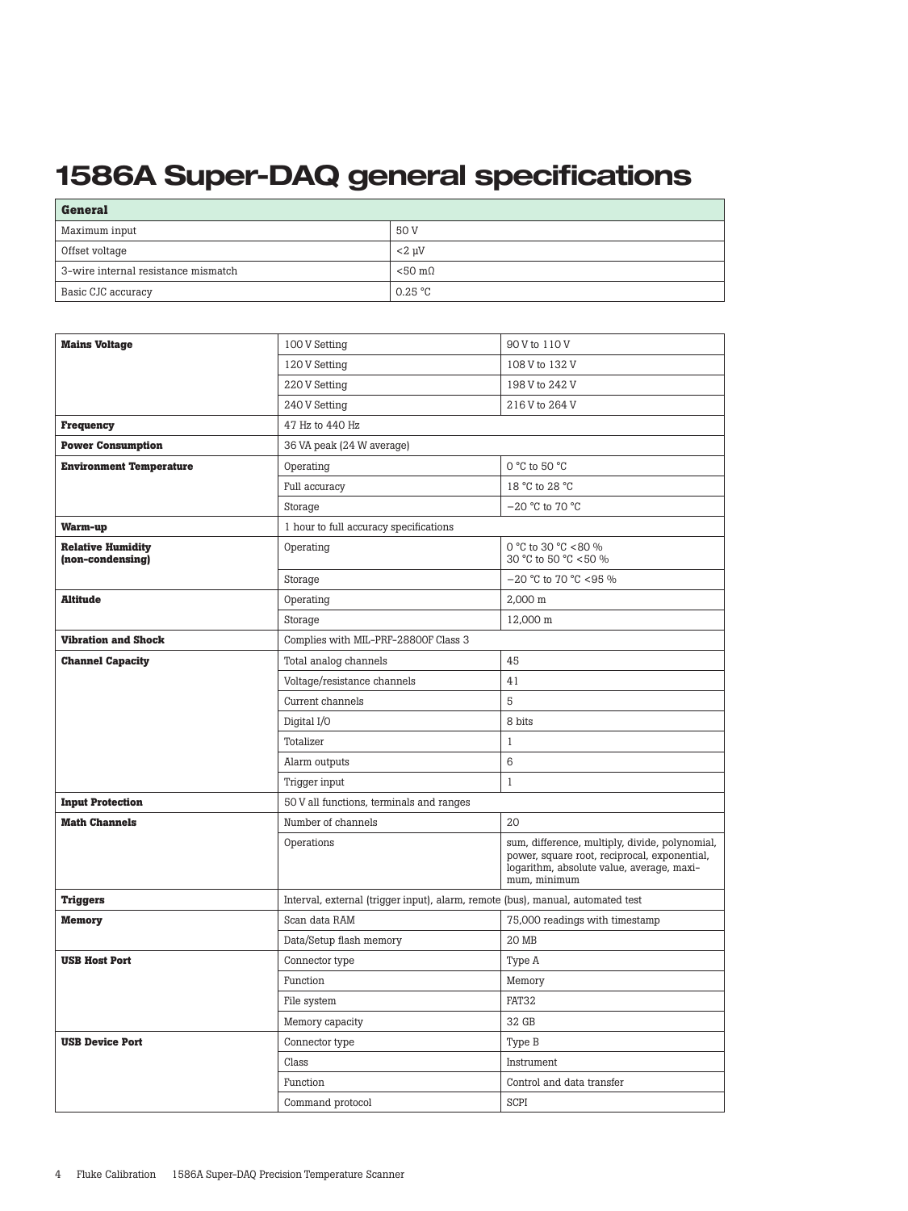# 1586A Super-DAQ general specifications

| General | |
|---|---|
| Maximum input | 50 V |
| Offset voltage | <2 µV |
| 3-wire internal resistance mismatch | <50 mΩ |
| Basic CJC accuracy | 0.25 °C |

| | | |
|---|---|---|
| **Mains Voltage** | 100 V Setting | 90 V to 110 V |
| | 120 V Setting | 108 V to 132 V |
| | 220 V Setting | 198 V to 242 V |
| | 240 V Setting | 216 V to 264 V |
| **Frequency** | 47 Hz to 440 Hz | |
| **Power Consumption** | 36 VA peak (24 W average) | |
| **Environment Temperature** | Operating | 0 °C to 50 °C |
| | Full accuracy | 18 °C to 28 °C |
| | Storage | −20 °C to 70 °C |
| **Warm-up** | 1 hour to full accuracy specifications | |
| **Relative Humidity (non-condensing)** | Operating | 0 °C to 30 °C <80 %<br>30 °C to 50 °C <50 % |
| | Storage | −20 °C to 70 °C <95 % |
| **Altitude** | Operating | 2,000 m |
| | Storage | 12,000 m |
| **Vibration and Shock** | Complies with MIL-PRF-28800F Class 3 | |
| **Channel Capacity** | Total analog channels | 45 |
| | Voltage/resistance channels | 41 |
| | Current channels | 5 |
| | Digital I/O | 8 bits |
| | Totalizer | 1 |
| | Alarm outputs | 6 |
| | Trigger input | 1 |
| **Input Protection** | 50 V all functions, terminals and ranges | |
| **Math Channels** | Number of channels | 20 |
| | Operations | sum, difference, multiply, divide, polynomial, power, square root, reciprocal, exponential, logarithm, absolute value, average, maximum, minimum |
| **Triggers** | Interval, external (trigger input), alarm, remote (bus), manual, automated test | |
| **Memory** | Scan data RAM | 75,000 readings with timestamp |
| | Data/Setup flash memory | 20 MB |
| **USB Host Port** | Connector type | Type A |
| | Function | Memory |
| | File system | FAT32 |
| | Memory capacity | 32 GB |
| **USB Device Port** | Connector type | Type B |
| | Class | Instrument |
| | Function | Control and data transfer |
| | Command protocol | SCPI |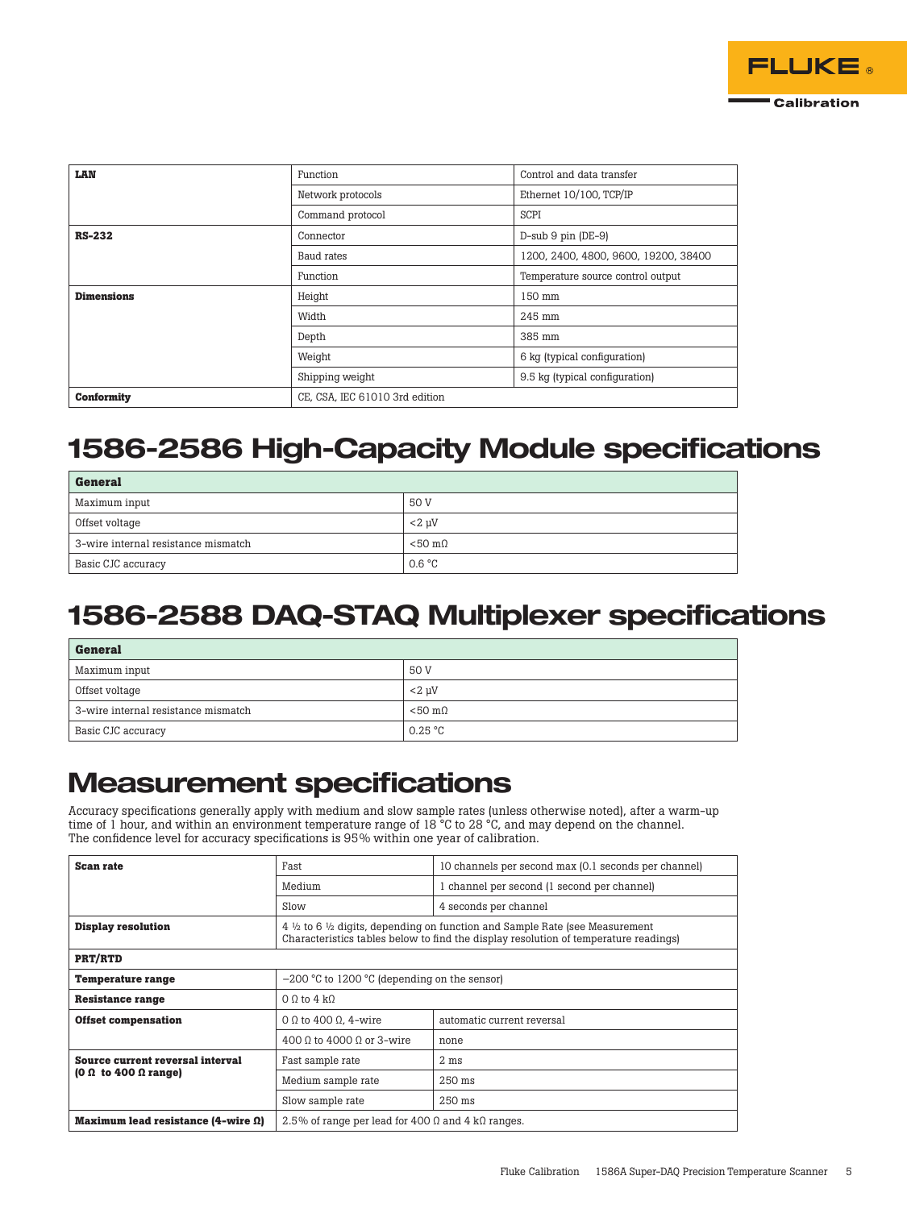| | | |
|---|---|---|
| **LAN** | Function | Control and data transfer |
| | Network protocols | Ethernet 10/100, TCP/IP |
| | Command protocol | SCPI |
| **RS-232** | Connector | D-sub 9 pin (DE-9) |
| | Baud rates | 1200, 2400, 4800, 9600, 19200, 38400 |
| | Function | Temperature source control output |
| **Dimensions** | Height | 150 mm |
| | Width | 245 mm |
| | Depth | 385 mm |
| | Weight | 6 kg (typical configuration) |
| | Shipping weight | 9.5 kg (typical configuration) |
| **Conformity** | CE, CSA, IEC 61010 3rd edition | |

# 1586-2586 High-Capacity Module specifications

| **General** | |
|---|---|
| Maximum input | 50 V |
| Offset voltage | <2 µV |
| 3-wire internal resistance mismatch | <50 mΩ |
| Basic CJC accuracy | 0.6 °C |

# 1586-2588 DAQ-STAQ Multiplexer specifications

| **General** | |
|---|---|
| Maximum input | 50 V |
| Offset voltage | <2 µV |
| 3-wire internal resistance mismatch | <50 mΩ |
| Basic CJC accuracy | 0.25 °C |

# Measurement specifications

Accuracy specifications generally apply with medium and slow sample rates (unless otherwise noted), after a warm-up time of 1 hour, and within an environment temperature range of 18 °C to 28 °C, and may depend on the channel. The confidence level for accuracy specifications is 95% within one year of calibration.

| | | |
|---|---|---|
| **Scan rate** | Fast | 10 channels per second max (0.1 seconds per channel) |
| | Medium | 1 channel per second (1 second per channel) |
| | Slow | 4 seconds per channel |
| **Display resolution** | 4 ½ to 6 ½ digits, depending on function and Sample Rate (see Measurement Characteristics tables below to find the display resolution of temperature readings) | |
| **PRT/RTD** | | |
| **Temperature range** | −200 °C to 1200 °C (depending on the sensor) | |
| **Resistance range** | 0 Ω to 4 kΩ | |
| **Offset compensation** | 0 Ω to 400 Ω, 4-wire | automatic current reversal |
| | 400 Ω to 4000 Ω or 3-wire | none |
| **Source current reversal interval (0 Ω to 400 Ω range)** | Fast sample rate | 2 ms |
| | Medium sample rate | 250 ms |
| | Slow sample rate | 250 ms |
| **Maximum lead resistance (4-wire Ω)** | 2.5% of range per lead for 400 Ω and 4 kΩ ranges. | |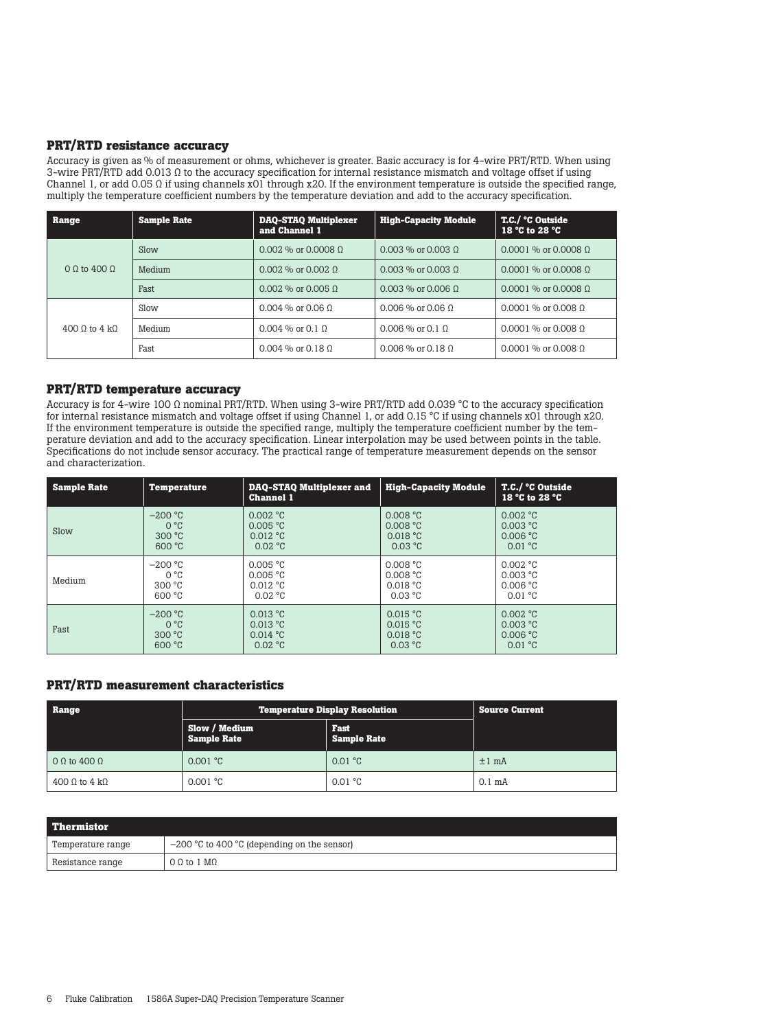### PRT/RTD resistance accuracy

Accuracy is given as % of measurement or ohms, whichever is greater. Basic accuracy is for 4-wire PRT/RTD. When using 3-wire PRT/RTD add 0.013 Ω to the accuracy specification for internal resistance mismatch and voltage offset if using Channel 1, or add 0.05 Ω if using channels x01 through x20. If the environment temperature is outside the specified range, multiply the temperature coefficient numbers by the temperature deviation and add to the accuracy specification.

| Range | Sample Rate | DAQ-STAQ Multiplexer and Channel 1 | High-Capacity Module | T.C./ °C Outside 18 °C to 28 °C |
|---|---|---|---|---|
| 0 Ω to 400 Ω | Slow | 0.002 % or 0.0008 Ω | 0.003 % or 0.003 Ω | 0.0001 % or 0.0008 Ω |
| | Medium | 0.002 % or 0.002 Ω | 0.003 % or 0.003 Ω | 0.0001 % or 0.0008 Ω |
| | Fast | 0.002 % or 0.005 Ω | 0.003 % or 0.006 Ω | 0.0001 % or 0.0008 Ω |
| 400 Ω to 4 kΩ | Slow | 0.004 % or 0.06 Ω | 0.006 % or 0.06 Ω | 0.0001 % or 0.008 Ω |
| | Medium | 0.004 % or 0.1 Ω | 0.006 % or 0.1 Ω | 0.0001 % or 0.008 Ω |
| | Fast | 0.004 % or 0.18 Ω | 0.006 % or 0.18 Ω | 0.0001 % or 0.008 Ω |

### PRT/RTD temperature accuracy

Accuracy is for 4-wire 100 Ω nominal PRT/RTD. When using 3-wire PRT/RTD add 0.039 °C to the accuracy specification for internal resistance mismatch and voltage offset if using Channel 1, or add 0.15 °C if using channels x01 through x20. If the environment temperature is outside the specified range, multiply the temperature coefficient number by the temperature deviation and add to the accuracy specification. Linear interpolation may be used between points in the table. Specifications do not include sensor accuracy. The practical range of temperature measurement depends on the sensor and characterization.

| Sample Rate | Temperature | DAQ-STAQ Multiplexer and Channel 1 | High-Capacity Module | T.C./ °C Outside 18 °C to 28 °C |
|---|---|---|---|---|
| Slow | −200 °C<br>0 °C<br>300 °C<br>600 °C | 0.002 °C<br>0.005 °C<br>0.012 °C<br>0.02 °C | 0.008 °C<br>0.008 °C<br>0.018 °C<br>0.03 °C | 0.002 °C<br>0.003 °C<br>0.006 °C<br>0.01 °C |
| Medium | −200 °C<br>0 °C<br>300 °C<br>600 °C | 0.005 °C<br>0.005 °C<br>0.012 °C<br>0.02 °C | 0.008 °C<br>0.008 °C<br>0.018 °C<br>0.03 °C | 0.002 °C<br>0.003 °C<br>0.006 °C<br>0.01 °C |
| Fast | −200 °C<br>0 °C<br>300 °C<br>600 °C | 0.013 °C<br>0.013 °C<br>0.014 °C<br>0.02 °C | 0.015 °C<br>0.015 °C<br>0.018 °C<br>0.03 °C | 0.002 °C<br>0.003 °C<br>0.006 °C<br>0.01 °C |

### PRT/RTD measurement characteristics

| Range | Temperature Display Resolution | | Source Current |
|---|---|---|---|
| | Slow / Medium Sample Rate | Fast Sample Rate | |
| 0 Ω to 400 Ω | 0.001 °C | 0.01 °C | ±1 mA |
| 400 Ω to 4 kΩ | 0.001 °C | 0.01 °C | 0.1 mA |

| Thermistor | |
|---|---|
| Temperature range | −200 °C to 400 °C (depending on the sensor) |
| Resistance range | 0 Ω to 1 MΩ |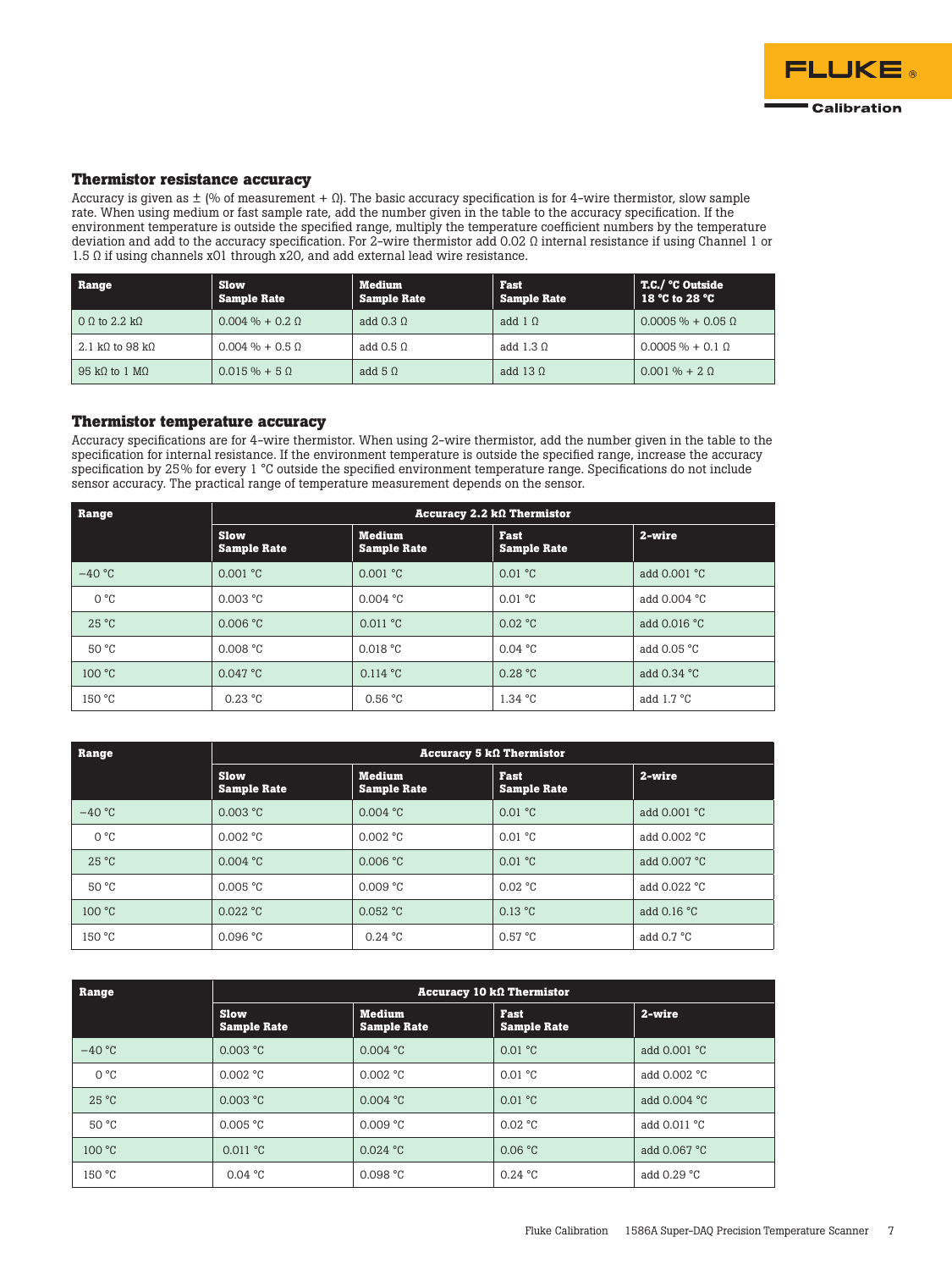## Thermistor resistance accuracy

Accuracy is given as ± (% of measurement + Ω). The basic accuracy specification is for 4-wire thermistor, slow sample rate. When using medium or fast sample rate, add the number given in the table to the accuracy specification. If the environment temperature is outside the specified range, multiply the temperature coefficient numbers by the temperature deviation and add to the accuracy specification. For 2-wire thermistor add 0.02 Ω internal resistance if using Channel 1 or 1.5 Ω if using channels x01 through x20, and add external lead wire resistance.

| Range | Slow Sample Rate | Medium Sample Rate | Fast Sample Rate | T.C./ °C Outside 18 °C to 28 °C |
|---|---|---|---|---|
| 0 Ω to 2.2 kΩ | 0.004 % + 0.2 Ω | add 0.3 Ω | add 1 Ω | 0.0005 % + 0.05 Ω |
| 2.1 kΩ to 98 kΩ | 0.004 % + 0.5 Ω | add 0.5 Ω | add 1.3 Ω | 0.0005 % + 0.1 Ω |
| 95 kΩ to 1 MΩ | 0.015 % + 5 Ω | add 5 Ω | add 13 Ω | 0.001 % + 2 Ω |

## Thermistor temperature accuracy

Accuracy specifications are for 4-wire thermistor. When using 2-wire thermistor, add the number given in the table to the specification for internal resistance. If the environment temperature is outside the specified range, increase the accuracy specification by 25% for every 1 °C outside the specified environment temperature range. Specifications do not include sensor accuracy. The practical range of temperature measurement depends on the sensor.

| Range | Accuracy 2.2 kΩ Thermistor | | | |
|---|---|---|---|---|
| | Slow Sample Rate | Medium Sample Rate | Fast Sample Rate | 2-wire |
| −40 °C | 0.001 °C | 0.001 °C | 0.01 °C | add 0.001 °C |
| 0 °C | 0.003 °C | 0.004 °C | 0.01 °C | add 0.004 °C |
| 25 °C | 0.006 °C | 0.011 °C | 0.02 °C | add 0.016 °C |
| 50 °C | 0.008 °C | 0.018 °C | 0.04 °C | add 0.05 °C |
| 100 °C | 0.047 °C | 0.114 °C | 0.28 °C | add 0.34 °C |
| 150 °C | 0.23 °C | 0.56 °C | 1.34 °C | add 1.7 °C |

| Range | Accuracy 5 kΩ Thermistor | | | |
|---|---|---|---|---|
| | Slow Sample Rate | Medium Sample Rate | Fast Sample Rate | 2-wire |
| −40 °C | 0.003 °C | 0.004 °C | 0.01 °C | add 0.001 °C |
| 0 °C | 0.002 °C | 0.002 °C | 0.01 °C | add 0.002 °C |
| 25 °C | 0.004 °C | 0.006 °C | 0.01 °C | add 0.007 °C |
| 50 °C | 0.005 °C | 0.009 °C | 0.02 °C | add 0.022 °C |
| 100 °C | 0.022 °C | 0.052 °C | 0.13 °C | add 0.16 °C |
| 150 °C | 0.096 °C | 0.24 °C | 0.57 °C | add 0.7 °C |

| Range | Accuracy 10 kΩ Thermistor | | | |
|---|---|---|---|---|
| | Slow Sample Rate | Medium Sample Rate | Fast Sample Rate | 2-wire |
| −40 °C | 0.003 °C | 0.004 °C | 0.01 °C | add 0.001 °C |
| 0 °C | 0.002 °C | 0.002 °C | 0.01 °C | add 0.002 °C |
| 25 °C | 0.003 °C | 0.004 °C | 0.01 °C | add 0.004 °C |
| 50 °C | 0.005 °C | 0.009 °C | 0.02 °C | add 0.011 °C |
| 100 °C | 0.011 °C | 0.024 °C | 0.06 °C | add 0.067 °C |
| 150 °C | 0.04 °C | 0.098 °C | 0.24 °C | add 0.29 °C |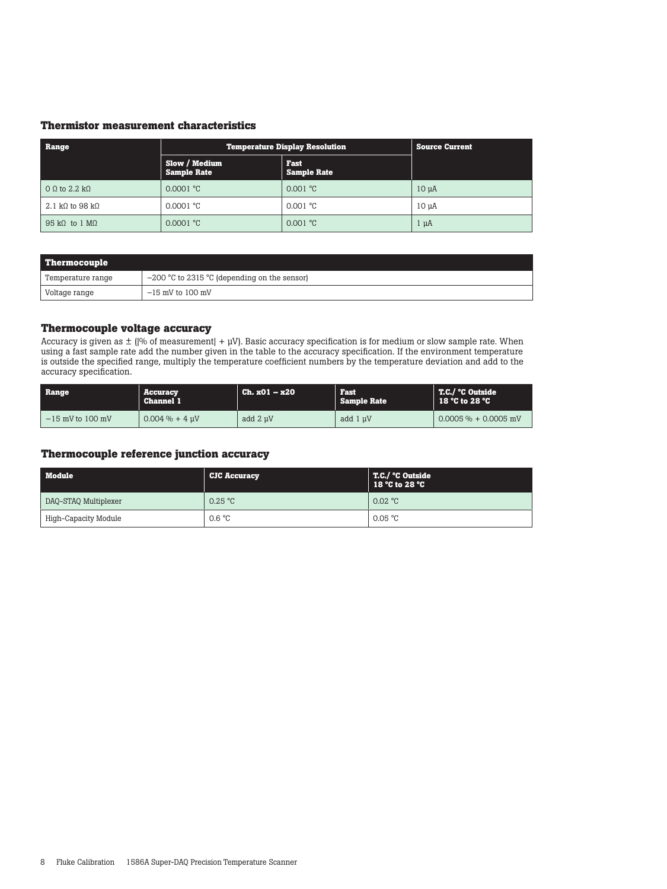## Thermistor measurement characteristics

| Range | Temperature Display Resolution | | Source Current |
|---|---|---|---|
| | Slow / Medium Sample Rate | Fast Sample Rate | |
| 0 Ω to 2.2 kΩ | 0.0001 °C | 0.001 °C | 10 µA |
| 2.1 kΩ to 98 kΩ | 0.0001 °C | 0.001 °C | 10 µA |
| 95 kΩ to 1 MΩ | 0.0001 °C | 0.001 °C | 1 µA |

| Thermocouple | |
|---|---|
| Temperature range | −200 °C to 2315 °C (depending on the sensor) |
| Voltage range | −15 mV to 100 mV |

## Thermocouple voltage accuracy

Accuracy is given as ± (|% of measurement| + µV). Basic accuracy specification is for medium or slow sample rate. When using a fast sample rate add the number given in the table to the accuracy specification. If the environment temperature is outside the specified range, multiply the temperature coefficient numbers by the temperature deviation and add to the accuracy specification.

| Range | Accuracy Channel 1 | Ch. x01 – x20 | Fast Sample Rate | T.C./ °C Outside 18 °C to 28 °C |
|---|---|---|---|---|
| −15 mV to 100 mV | 0.004 % + 4 µV | add 2 µV | add 1 µV | 0.0005 % + 0.0005 mV |

## Thermocouple reference junction accuracy

| Module | CJC Accuracy | T.C./ °C Outside 18 °C to 28 °C |
|---|---|---|
| DAQ-STAQ Multiplexer | 0.25 °C | 0.02 °C |
| High-Capacity Module | 0.6 °C | 0.05 °C |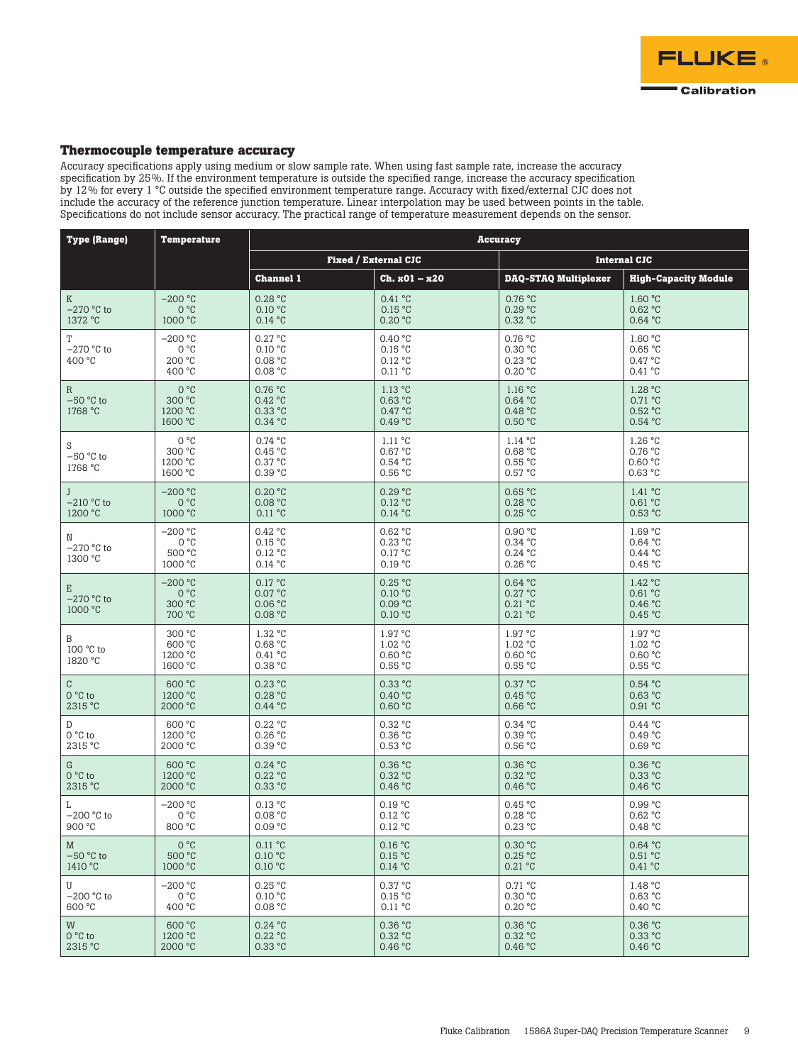### Thermocouple temperature accuracy

Accuracy specifications apply using medium or slow sample rate. When using fast sample rate, increase the accuracy specification by 25%. If the environment temperature is outside the specified range, increase the accuracy specification by 12% for every 1 °C outside the specified environment temperature range. Accuracy with fixed/external CJC does not include the accuracy of the reference junction temperature. Linear interpolation may be used between points in the table. Specifications do not include sensor accuracy. The practical range of temperature measurement depends on the sensor.

| Type (Range) | Temperature | Accuracy | | | |
|---|---|---|---|---|---|
| | | Fixed / External CJC | | Internal CJC | |
| | | Channel 1 | Ch. x01 – x20 | DAQ-STAQ Multiplexer | High-Capacity Module |
| K −270 °C to 1372 °C | −200 °C<br>0 °C<br>1000 °C | 0.28 °C<br>0.10 °C<br>0.14 °C | 0.41 °C<br>0.15 °C<br>0.20 °C | 0.76 °C<br>0.29 °C<br>0.32 °C | 1.60 °C<br>0.62 °C<br>0.64 °C |
| T −270 °C to 400 °C | −200 °C<br>0 °C<br>200 °C<br>400 °C | 0.27 °C<br>0.10 °C<br>0.08 °C<br>0.08 °C | 0.40 °C<br>0.15 °C<br>0.12 °C<br>0.11 °C | 0.76 °C<br>0.30 °C<br>0.23 °C<br>0.20 °C | 1.60 °C<br>0.65 °C<br>0.47 °C<br>0.41 °C |
| R −50 °C to 1768 °C | 0 °C<br>300 °C<br>1200 °C<br>1600 °C | 0.76 °C<br>0.42 °C<br>0.33 °C<br>0.34 °C | 1.13 °C<br>0.63 °C<br>0.47 °C<br>0.49 °C | 1.16 °C<br>0.64 °C<br>0.48 °C<br>0.50 °C | 1.28 °C<br>0.71 °C<br>0.52 °C<br>0.54 °C |
| S −50 °C to 1768 °C | 0 °C<br>300 °C<br>1200 °C<br>1600 °C | 0.74 °C<br>0.45 °C<br>0.37 °C<br>0.39 °C | 1.11 °C<br>0.67 °C<br>0.54 °C<br>0.56 °C | 1.14 °C<br>0.68 °C<br>0.55 °C<br>0.57 °C | 1.26 °C<br>0.76 °C<br>0.60 °C<br>0.63 °C |
| J −210 °C to 1200 °C | −200 °C<br>0 °C<br>1000 °C | 0.20 °C<br>0.08 °C<br>0.11 °C | 0.29 °C<br>0.12 °C<br>0.14 °C | 0.65 °C<br>0.28 °C<br>0.25 °C | 1.41 °C<br>0.61 °C<br>0.53 °C |
| N −270 °C to 1300 °C | −200 °C<br>0 °C<br>500 °C<br>1000 °C | 0.42 °C<br>0.15 °C<br>0.12 °C<br>0.14 °C | 0.62 °C<br>0.23 °C<br>0.17 °C<br>0.19 °C | 0.90 °C<br>0.34 °C<br>0.24 °C<br>0.26 °C | 1.69 °C<br>0.64 °C<br>0.44 °C<br>0.45 °C |
| E −270 °C to 1000 °C | −200 °C<br>0 °C<br>300 °C<br>700 °C | 0.17 °C<br>0.07 °C<br>0.06 °C<br>0.08 °C | 0.25 °C<br>0.10 °C<br>0.09 °C<br>0.10 °C | 0.64 °C<br>0.27 °C<br>0.21 °C<br>0.21 °C | 1.42 °C<br>0.61 °C<br>0.46 °C<br>0.45 °C |
| B 100 °C to 1820 °C | 300 °C<br>600 °C<br>1200 °C<br>1600 °C | 1.32 °C<br>0.68 °C<br>0.41 °C<br>0.38 °C | 1.97 °C<br>1.02 °C<br>0.60 °C<br>0.55 °C | 1.97 °C<br>1.02 °C<br>0.60 °C<br>0.55 °C | 1.97 °C<br>1.02 °C<br>0.60 °C<br>0.55 °C |
| C 0 °C to 2315 °C | 600 °C<br>1200 °C<br>2000 °C | 0.23 °C<br>0.28 °C<br>0.44 °C | 0.33 °C<br>0.40 °C<br>0.60 °C | 0.37 °C<br>0.45 °C<br>0.66 °C | 0.54 °C<br>0.63 °C<br>0.91 °C |
| D 0 °C to 2315 °C | 600 °C<br>1200 °C<br>2000 °C | 0.22 °C<br>0.26 °C<br>0.39 °C | 0.32 °C<br>0.36 °C<br>0.53 °C | 0.34 °C<br>0.39 °C<br>0.56 °C | 0.44 °C<br>0.49 °C<br>0.69 °C |
| G 0 °C to 2315 °C | 600 °C<br>1200 °C<br>2000 °C | 0.24 °C<br>0.22 °C<br>0.33 °C | 0.36 °C<br>0.32 °C<br>0.46 °C | 0.36 °C<br>0.32 °C<br>0.46 °C | 0.36 °C<br>0.33 °C<br>0.46 °C |
| L −200 °C to 900 °C | −200 °C<br>0 °C<br>800 °C | 0.13 °C<br>0.08 °C<br>0.09 °C | 0.19 °C<br>0.12 °C<br>0.12 °C | 0.45 °C<br>0.28 °C<br>0.23 °C | 0.99 °C<br>0.62 °C<br>0.48 °C |
| M −50 °C to 1410 °C | 0 °C<br>500 °C<br>1000 °C | 0.11 °C<br>0.10 °C<br>0.10 °C | 0.16 °C<br>0.15 °C<br>0.14 °C | 0.30 °C<br>0.25 °C<br>0.21 °C | 0.64 °C<br>0.51 °C<br>0.41 °C |
| U −200 °C to 600 °C | −200 °C<br>0 °C<br>400 °C | 0.25 °C<br>0.10 °C<br>0.08 °C | 0.37 °C<br>0.15 °C<br>0.11 °C | 0.71 °C<br>0.30 °C<br>0.20 °C | 1.48 °C<br>0.63 °C<br>0.40 °C |
| W 0 °C to 2315 °C | 600 °C<br>1200 °C<br>2000 °C | 0.24 °C<br>0.22 °C<br>0.33 °C | 0.36 °C<br>0.32 °C<br>0.46 °C | 0.36 °C<br>0.32 °C<br>0.46 °C | 0.36 °C<br>0.33 °C<br>0.46 °C |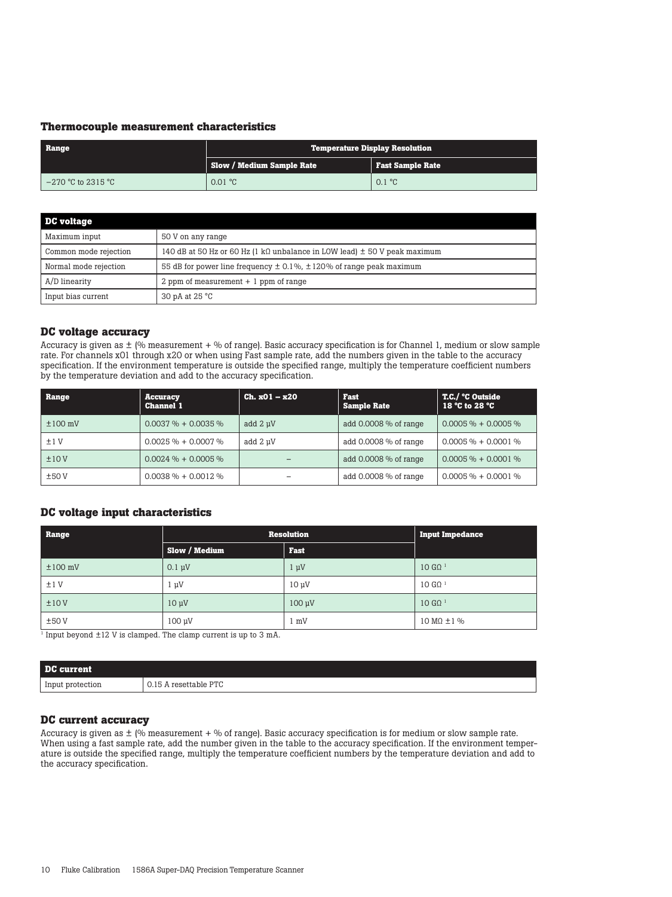### Thermocouple measurement characteristics

| Range | Temperature Display Resolution | |
|---|---|---|
| | Slow / Medium Sample Rate | Fast Sample Rate |
| −270 °C to 2315 °C | 0.01 °C | 0.1 °C |

| DC voltage | |
|---|---|
| Maximum input | 50 V on any range |
| Common mode rejection | 140 dB at 50 Hz or 60 Hz (1 kΩ unbalance in LOW lead) ± 50 V peak maximum |
| Normal mode rejection | 55 dB for power line frequency ± 0.1%, ±120% of range peak maximum |
| A/D linearity | 2 ppm of measurement + 1 ppm of range |
| Input bias current | 30 pA at 25 °C |

### DC voltage accuracy

Accuracy is given as ± (% measurement + % of range). Basic accuracy specification is for Channel 1, medium or slow sample rate. For channels x01 through x20 or when using Fast sample rate, add the numbers given in the table to the accuracy specification. If the environment temperature is outside the specified range, multiply the temperature coefficient numbers by the temperature deviation and add to the accuracy specification.

| Range | Accuracy Channel 1 | Ch. x01 – x20 | Fast Sample Rate | T.C./ °C Outside 18 °C to 28 °C |
|---|---|---|---|---|
| ±100 mV | 0.0037 % + 0.0035 % | add 2 µV | add 0.0008 % of range | 0.0005 % + 0.0005 % |
| ±1 V | 0.0025 % + 0.0007 % | add 2 µV | add 0.0008 % of range | 0.0005 % + 0.0001 % |
| ±10 V | 0.0024 % + 0.0005 % | – | add 0.0008 % of range | 0.0005 % + 0.0001 % |
| ±50 V | 0.0038 % + 0.0012 % | – | add 0.0008 % of range | 0.0005 % + 0.0001 % |

### DC voltage input characteristics

| Range | Resolution | | Input Impedance |
|---|---|---|---|
| | Slow / Medium | Fast | |
| ±100 mV | 0.1 µV | 1 µV | 10 GΩ [1] |
| ±1 V | 1 µV | 10 µV | 10 GΩ [1] |
| ±10 V | 10 µV | 100 µV | 10 GΩ [1] |
| ±50 V | 100 µV | 1 mV | 10 MΩ ±1 % |

[1] Input beyond ±12 V is clamped. The clamp current is up to 3 mA.

| DC current | |
|---|---|
| Input protection | 0.15 A resettable PTC |

### DC current accuracy

Accuracy is given as ± (% measurement + % of range). Basic accuracy specification is for medium or slow sample rate. When using a fast sample rate, add the number given in the table to the accuracy specification. If the environment temperature is outside the specified range, multiply the temperature coefficient numbers by the temperature deviation and add to the accuracy specification.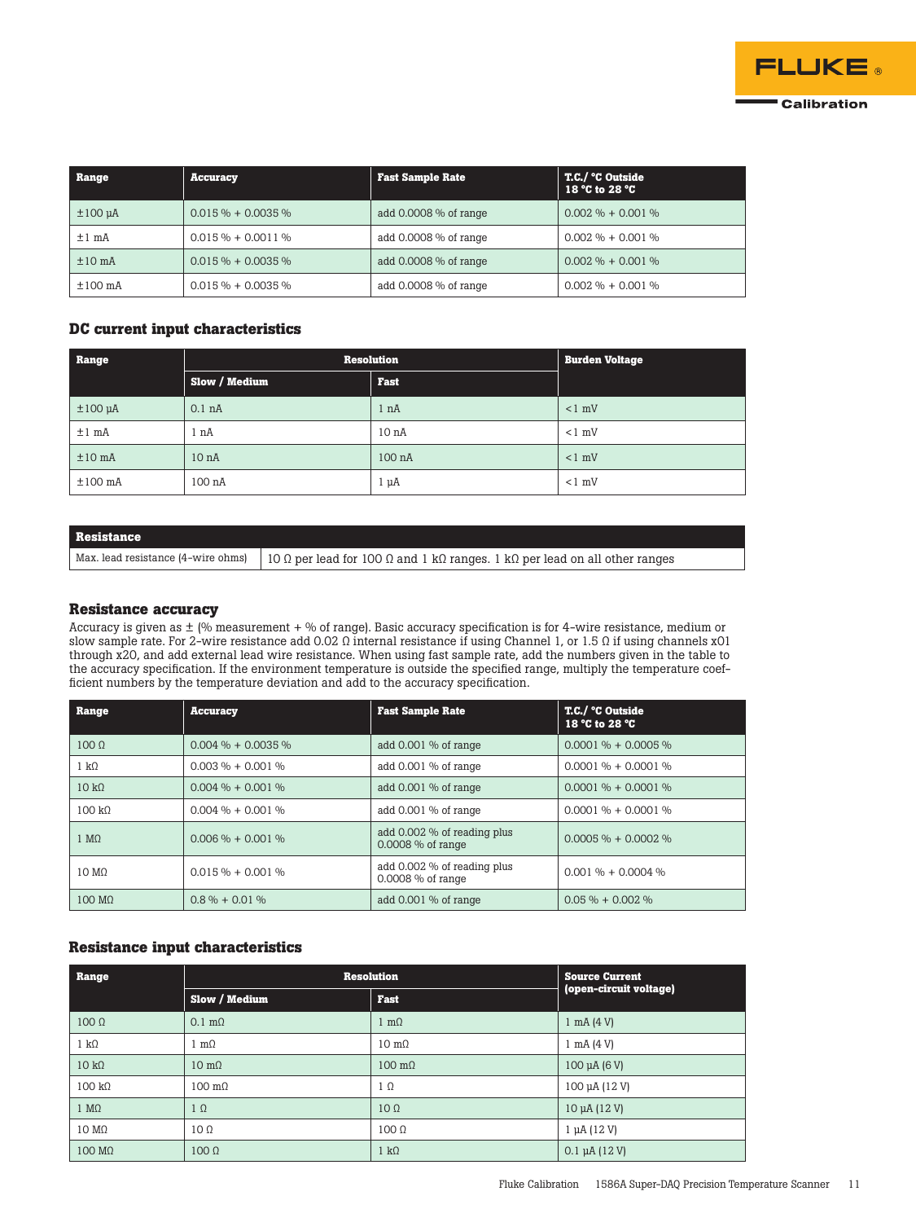| Range | Accuracy | Fast Sample Rate | T.C./ °C Outside 18 °C to 28 °C |
|---|---|---|---|
| ±100 µA | 0.015 % + 0.0035 % | add 0.0008 % of range | 0.002 % + 0.001 % |
| ±1 mA | 0.015 % + 0.0011 % | add 0.0008 % of range | 0.002 % + 0.001 % |
| ±10 mA | 0.015 % + 0.0035 % | add 0.0008 % of range | 0.002 % + 0.001 % |
| ±100 mA | 0.015 % + 0.0035 % | add 0.0008 % of range | 0.002 % + 0.001 % |

## DC current input characteristics

| Range | Resolution | | Burden Voltage |
|---|---|---|---|
| | Slow / Medium | Fast | |
| ±100 µA | 0.1 nA | 1 nA | <1 mV |
| ±1 mA | 1 nA | 10 nA | <1 mV |
| ±10 mA | 10 nA | 100 nA | <1 mV |
| ±100 mA | 100 nA | 1 µA | <1 mV |

| Resistance | |
|---|---|
| Max. lead resistance (4-wire ohms) | 10 Ω per lead for 100 Ω and 1 kΩ ranges. 1 kΩ per lead on all other ranges |

## Resistance accuracy

Accuracy is given as ± (% measurement + % of range). Basic accuracy specification is for 4-wire resistance, medium or slow sample rate. For 2-wire resistance add 0.02 Ω internal resistance if using Channel 1, or 1.5 Ω if using channels x01 through x20, and add external lead wire resistance. When using fast sample rate, add the numbers given in the table to the accuracy specification. If the environment temperature is outside the specified range, multiply the temperature coefficient numbers by the temperature deviation and add to the accuracy specification.

| Range | Accuracy | Fast Sample Rate | T.C./ °C Outside 18 °C to 28 °C |
|---|---|---|---|
| 100 Ω | 0.004 % + 0.0035 % | add 0.001 % of range | 0.0001 % + 0.0005 % |
| 1 kΩ | 0.003 % + 0.001 % | add 0.001 % of range | 0.0001 % + 0.0001 % |
| 10 kΩ | 0.004 % + 0.001 % | add 0.001 % of range | 0.0001 % + 0.0001 % |
| 100 kΩ | 0.004 % + 0.001 % | add 0.001 % of range | 0.0001 % + 0.0001 % |
| 1 MΩ | 0.006 % + 0.001 % | add 0.002 % of reading plus 0.0008 % of range | 0.0005 % + 0.0002 % |
| 10 MΩ | 0.015 % + 0.001 % | add 0.002 % of reading plus 0.0008 % of range | 0.001 % + 0.0004 % |
| 100 MΩ | 0.8 % + 0.01 % | add 0.001 % of range | 0.05 % + 0.002 % |

## Resistance input characteristics

| Range | Resolution | | Source Current (open-circuit voltage) |
|---|---|---|---|
| | Slow / Medium | Fast | |
| 100 Ω | 0.1 mΩ | 1 mΩ | 1 mA (4 V) |
| 1 kΩ | 1 mΩ | 10 mΩ | 1 mA (4 V) |
| 10 kΩ | 10 mΩ | 100 mΩ | 100 µA (6 V) |
| 100 kΩ | 100 mΩ | 1 Ω | 100 µA (12 V) |
| 1 MΩ | 1 Ω | 10 Ω | 10 µA (12 V) |
| 10 MΩ | 10 Ω | 100 Ω | 1 µA (12 V) |
| 100 MΩ | 100 Ω | 1 kΩ | 0.1 µA (12 V) |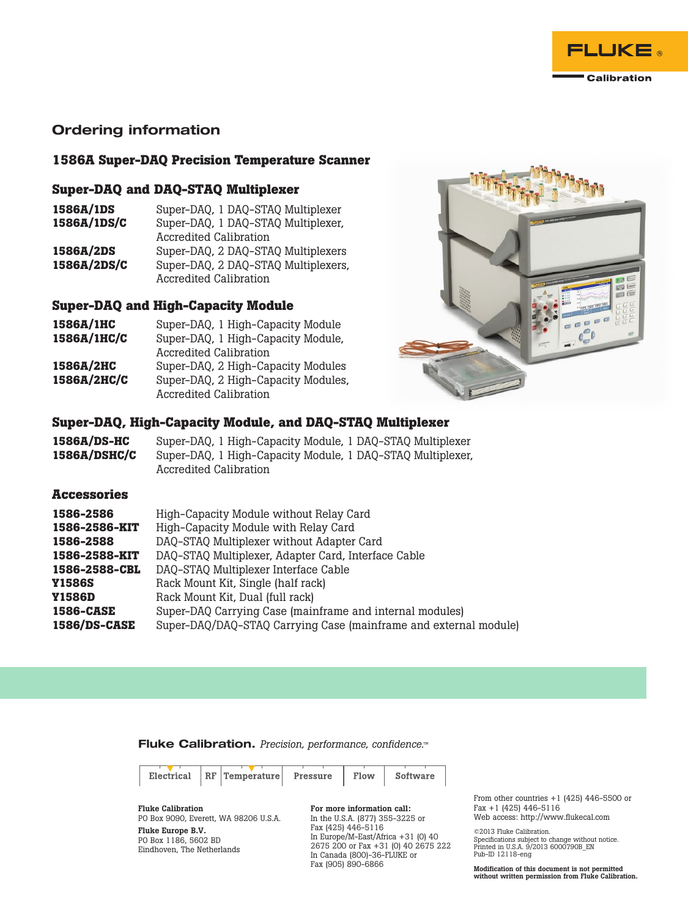## Ordering information

### 1586A Super-DAQ Precision Temperature Scanner

### Super-DAQ and DAQ-STAQ Multiplexer

| | |
|---|---|
| **1586A/1DS** | Super-DAQ, 1 DAQ-STAQ Multiplexer |
| **1586A/1DS/C** | Super-DAQ, 1 DAQ-STAQ Multiplexer, Accredited Calibration |
| **1586A/2DS** | Super-DAQ, 2 DAQ-STAQ Multiplexers |
| **1586A/2DS/C** | Super-DAQ, 2 DAQ-STAQ Multiplexers, Accredited Calibration |

### Super-DAQ and High-Capacity Module

| | |
|---|---|
| **1586A/1HC** | Super-DAQ, 1 High-Capacity Module |
| **1586A/1HC/C** | Super-DAQ, 1 High-Capacity Module, Accredited Calibration |
| **1586A/2HC** | Super-DAQ, 2 High-Capacity Modules |
| **1586A/2HC/C** | Super-DAQ, 2 High-Capacity Modules, Accredited Calibration |

### Super-DAQ, High-Capacity Module, and DAQ-STAQ Multiplexer

| | |
|---|---|
| **1586A/DS-HC** | Super-DAQ, 1 High-Capacity Module, 1 DAQ-STAQ Multiplexer |
| **1586A/DSHC/C** | Super-DAQ, 1 High-Capacity Module, 1 DAQ-STAQ Multiplexer, Accredited Calibration |

### Accessories

| | |
|---|---|
| **1586-2586** | High-Capacity Module without Relay Card |
| **1586-2586-KIT** | High-Capacity Module with Relay Card |
| **1586-2588** | DAQ-STAQ Multiplexer without Adapter Card |
| **1586-2588-KIT** | DAQ-STAQ Multiplexer, Adapter Card, Interface Cable |
| **1586-2588-CBL** | DAQ-STAQ Multiplexer Interface Cable |
| **Y1586S** | Rack Mount Kit, Single (half rack) |
| **Y1586D** | Rack Mount Kit, Dual (full rack) |
| **1586-CASE** | Super-DAQ Carrying Case (mainframe and internal modules) |
| **1586/DS-CASE** | Super-DAQ/DAQ-STAQ Carrying Case (mainframe and external module) |

**Fluke Calibration.** *Precision, performance, confidence.*™

Electrical | RF | Temperature | Pressure | Flow | Software

**Fluke Calibration**
PO Box 9090, Everett, WA 98206 U.S.A.

**Fluke Europe B.V.**
PO Box 1186, 5602 BD
Eindhoven, The Netherlands

**For more information call:**
In the U.S.A. (877) 355-3225 or
Fax (425) 446-5116
In Europe/M-East/Africa +31 (0) 40 2675 200 or Fax +31 (0) 40 2675 222
In Canada (800)-36-FLUKE or
Fax (905) 890-6866

From other countries +1 (425) 446-5500 or
Fax +1 (425) 446-5116
Web access: http://www.flukecal.com

©2013 Fluke Calibration.
Specifications subject to change without notice.
Printed in U.S.A. 9/2013 6000790B_EN
Pub-ID 12118-eng

**Modification of this document is not permitted without written permission from Fluke Calibration.**